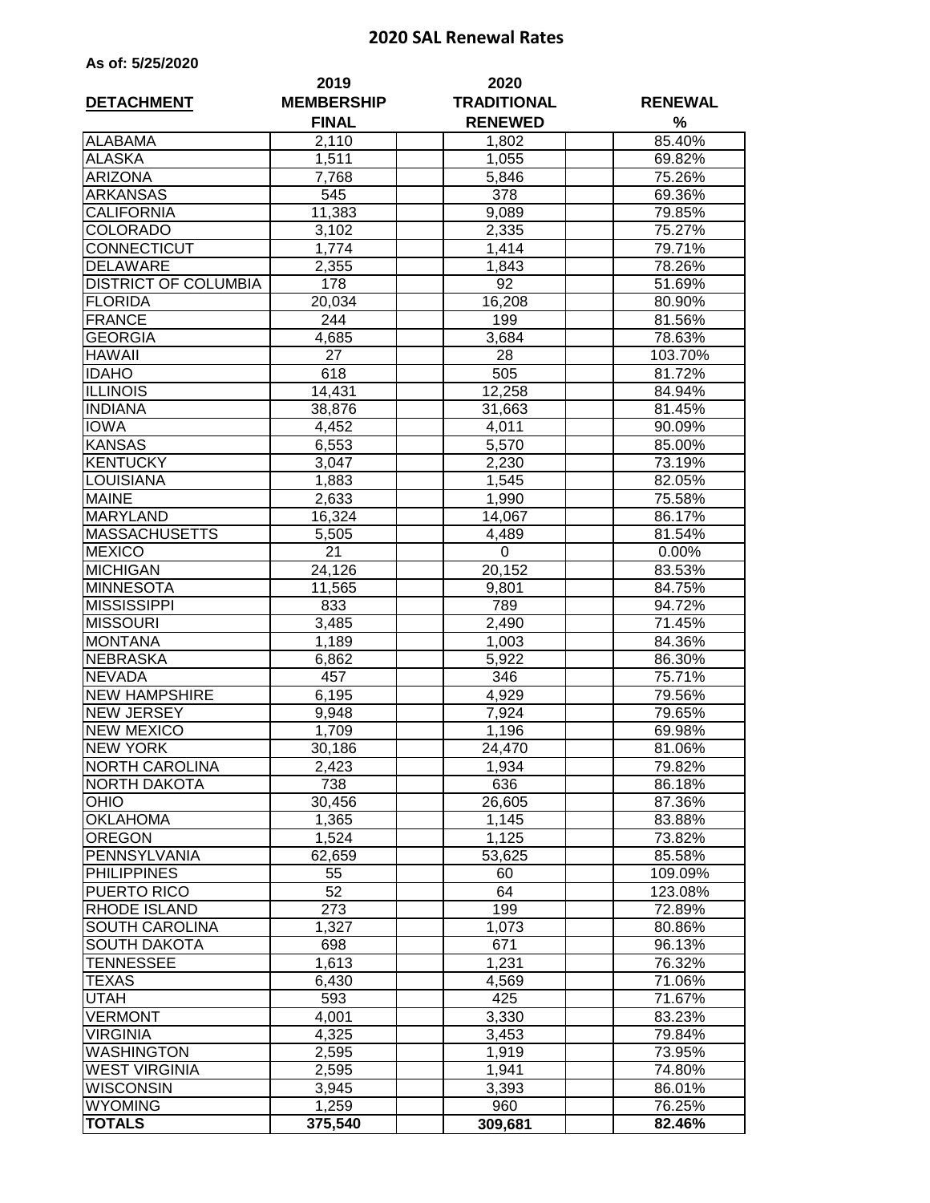# 2020 SAL Renewal Rates

**As of: 5/25/2020**

| DETACHMENT | 2019 MEMBERSHIP FINAL | 2020 TRADITIONAL RENEWED | RENEWAL % |
|---|---|---|---|
| ALABAMA | 2,110 | 1,802 | 85.40% |
| ALASKA | 1,511 | 1,055 | 69.82% |
| ARIZONA | 7,768 | 5,846 | 75.26% |
| ARKANSAS | 545 | 378 | 69.36% |
| CALIFORNIA | 11,383 | 9,089 | 79.85% |
| COLORADO | 3,102 | 2,335 | 75.27% |
| CONNECTICUT | 1,774 | 1,414 | 79.71% |
| DELAWARE | 2,355 | 1,843 | 78.26% |
| DISTRICT OF COLUMBIA | 178 | 92 | 51.69% |
| FLORIDA | 20,034 | 16,208 | 80.90% |
| FRANCE | 244 | 199 | 81.56% |
| GEORGIA | 4,685 | 3,684 | 78.63% |
| HAWAII | 27 | 28 | 103.70% |
| IDAHO | 618 | 505 | 81.72% |
| ILLINOIS | 14,431 | 12,258 | 84.94% |
| INDIANA | 38,876 | 31,663 | 81.45% |
| IOWA | 4,452 | 4,011 | 90.09% |
| KANSAS | 6,553 | 5,570 | 85.00% |
| KENTUCKY | 3,047 | 2,230 | 73.19% |
| LOUISIANA | 1,883 | 1,545 | 82.05% |
| MAINE | 2,633 | 1,990 | 75.58% |
| MARYLAND | 16,324 | 14,067 | 86.17% |
| MASSACHUSETTS | 5,505 | 4,489 | 81.54% |
| MEXICO | 21 | 0 | 0.00% |
| MICHIGAN | 24,126 | 20,152 | 83.53% |
| MINNESOTA | 11,565 | 9,801 | 84.75% |
| MISSISSIPPI | 833 | 789 | 94.72% |
| MISSOURI | 3,485 | 2,490 | 71.45% |
| MONTANA | 1,189 | 1,003 | 84.36% |
| NEBRASKA | 6,862 | 5,922 | 86.30% |
| NEVADA | 457 | 346 | 75.71% |
| NEW HAMPSHIRE | 6,195 | 4,929 | 79.56% |
| NEW JERSEY | 9,948 | 7,924 | 79.65% |
| NEW MEXICO | 1,709 | 1,196 | 69.98% |
| NEW YORK | 30,186 | 24,470 | 81.06% |
| NORTH CAROLINA | 2,423 | 1,934 | 79.82% |
| NORTH DAKOTA | 738 | 636 | 86.18% |
| OHIO | 30,456 | 26,605 | 87.36% |
| OKLAHOMA | 1,365 | 1,145 | 83.88% |
| OREGON | 1,524 | 1,125 | 73.82% |
| PENNSYLVANIA | 62,659 | 53,625 | 85.58% |
| PHILIPPINES | 55 | 60 | 109.09% |
| PUERTO RICO | 52 | 64 | 123.08% |
| RHODE ISLAND | 273 | 199 | 72.89% |
| SOUTH CAROLINA | 1,327 | 1,073 | 80.86% |
| SOUTH DAKOTA | 698 | 671 | 96.13% |
| TENNESSEE | 1,613 | 1,231 | 76.32% |
| TEXAS | 6,430 | 4,569 | 71.06% |
| UTAH | 593 | 425 | 71.67% |
| VERMONT | 4,001 | 3,330 | 83.23% |
| VIRGINIA | 4,325 | 3,453 | 79.84% |
| WASHINGTON | 2,595 | 1,919 | 73.95% |
| WEST VIRGINIA | 2,595 | 1,941 | 74.80% |
| WISCONSIN | 3,945 | 3,393 | 86.01% |
| WYOMING | 1,259 | 960 | 76.25% |
| **TOTALS** | **375,540** | **309,681** | **82.46%** |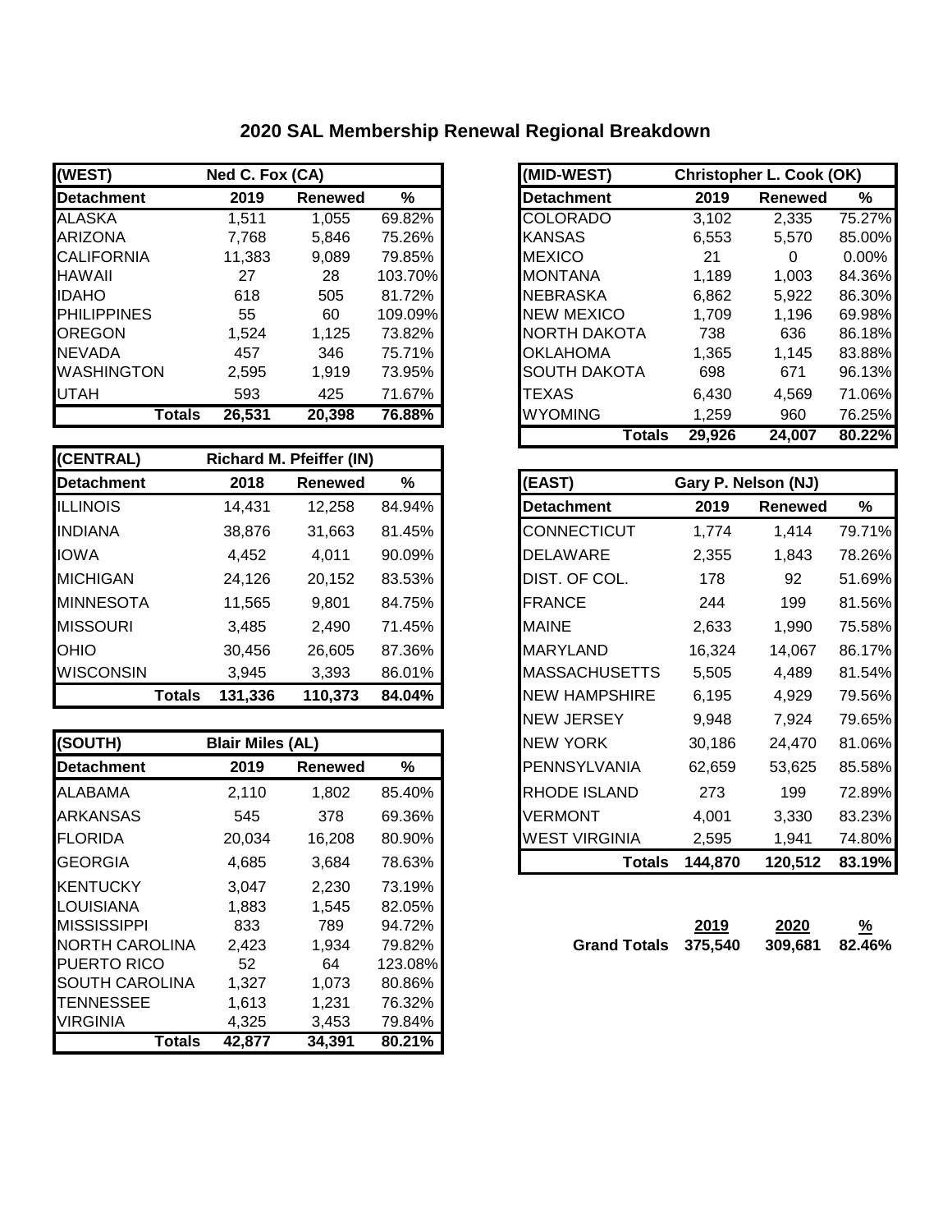# 2020 SAL Membership Renewal Regional Breakdown

| (WEST) | Ned C. Fox (CA) | | |
|---|---|---|---|
| **Detachment** | **2019** | **Renewed** | **%** |
| ALASKA | 1,511 | 1,055 | 69.82% |
| ARIZONA | 7,768 | 5,846 | 75.26% |
| CALIFORNIA | 11,383 | 9,089 | 79.85% |
| HAWAII | 27 | 28 | 103.70% |
| IDAHO | 618 | 505 | 81.72% |
| PHILIPPINES | 55 | 60 | 109.09% |
| OREGON | 1,524 | 1,125 | 73.82% |
| NEVADA | 457 | 346 | 75.71% |
| WASHINGTON | 2,595 | 1,919 | 73.95% |
| UTAH | 593 | 425 | 71.67% |
| **Totals** | **26,531** | **20,398** | **76.88%** |

| (CENTRAL) | Richard M. Pfeiffer (IN) | | |
|---|---|---|---|
| **Detachment** | **2018** | **Renewed** | **%** |
| ILLINOIS | 14,431 | 12,258 | 84.94% |
| INDIANA | 38,876 | 31,663 | 81.45% |
| IOWA | 4,452 | 4,011 | 90.09% |
| MICHIGAN | 24,126 | 20,152 | 83.53% |
| MINNESOTA | 11,565 | 9,801 | 84.75% |
| MISSOURI | 3,485 | 2,490 | 71.45% |
| OHIO | 30,456 | 26,605 | 87.36% |
| WISCONSIN | 3,945 | 3,393 | 86.01% |
| **Totals** | **131,336** | **110,373** | **84.04%** |

| (SOUTH) | Blair Miles (AL) | | |
|---|---|---|---|
| **Detachment** | **2019** | **Renewed** | **%** |
| ALABAMA | 2,110 | 1,802 | 85.40% |
| ARKANSAS | 545 | 378 | 69.36% |
| FLORIDA | 20,034 | 16,208 | 80.90% |
| GEORGIA | 4,685 | 3,684 | 78.63% |
| KENTUCKY | 3,047 | 2,230 | 73.19% |
| LOUISIANA | 1,883 | 1,545 | 82.05% |
| MISSISSIPPI | 833 | 789 | 94.72% |
| NORTH CAROLINA | 2,423 | 1,934 | 79.82% |
| PUERTO RICO | 52 | 64 | 123.08% |
| SOUTH CAROLINA | 1,327 | 1,073 | 80.86% |
| TENNESSEE | 1,613 | 1,231 | 76.32% |
| VIRGINIA | 4,325 | 3,453 | 79.84% |
| **Totals** | **42,877** | **34,391** | **80.21%** |

| (MID-WEST) | Christopher L. Cook (OK) | | |
|---|---|---|---|
| **Detachment** | **2019** | **Renewed** | **%** |
| COLORADO | 3,102 | 2,335 | 75.27% |
| KANSAS | 6,553 | 5,570 | 85.00% |
| MEXICO | 21 | 0 | 0.00% |
| MONTANA | 1,189 | 1,003 | 84.36% |
| NEBRASKA | 6,862 | 5,922 | 86.30% |
| NEW MEXICO | 1,709 | 1,196 | 69.98% |
| NORTH DAKOTA | 738 | 636 | 86.18% |
| OKLAHOMA | 1,365 | 1,145 | 83.88% |
| SOUTH DAKOTA | 698 | 671 | 96.13% |
| TEXAS | 6,430 | 4,569 | 71.06% |
| WYOMING | 1,259 | 960 | 76.25% |
| **Totals** | **29,926** | **24,007** | **80.22%** |

| (EAST) | Gary P. Nelson (NJ) | | |
|---|---|---|---|
| **Detachment** | **2019** | **Renewed** | **%** |
| CONNECTICUT | 1,774 | 1,414 | 79.71% |
| DELAWARE | 2,355 | 1,843 | 78.26% |
| DIST. OF COL. | 178 | 92 | 51.69% |
| FRANCE | 244 | 199 | 81.56% |
| MAINE | 2,633 | 1,990 | 75.58% |
| MARYLAND | 16,324 | 14,067 | 86.17% |
| MASSACHUSETTS | 5,505 | 4,489 | 81.54% |
| NEW HAMPSHIRE | 6,195 | 4,929 | 79.56% |
| NEW JERSEY | 9,948 | 7,924 | 79.65% |
| NEW YORK | 30,186 | 24,470 | 81.06% |
| PENNSYLVANIA | 62,659 | 53,625 | 85.58% |
| RHODE ISLAND | 273 | 199 | 72.89% |
| VERMONT | 4,001 | 3,330 | 83.23% |
| WEST VIRGINIA | 2,595 | 1,941 | 74.80% |
| **Totals** | **144,870** | **120,512** | **83.19%** |

| | **2019** | **2020** | **%** |
|---|---|---|---|
| **Grand Totals** | **375,540** | **309,681** | **82.46%** |